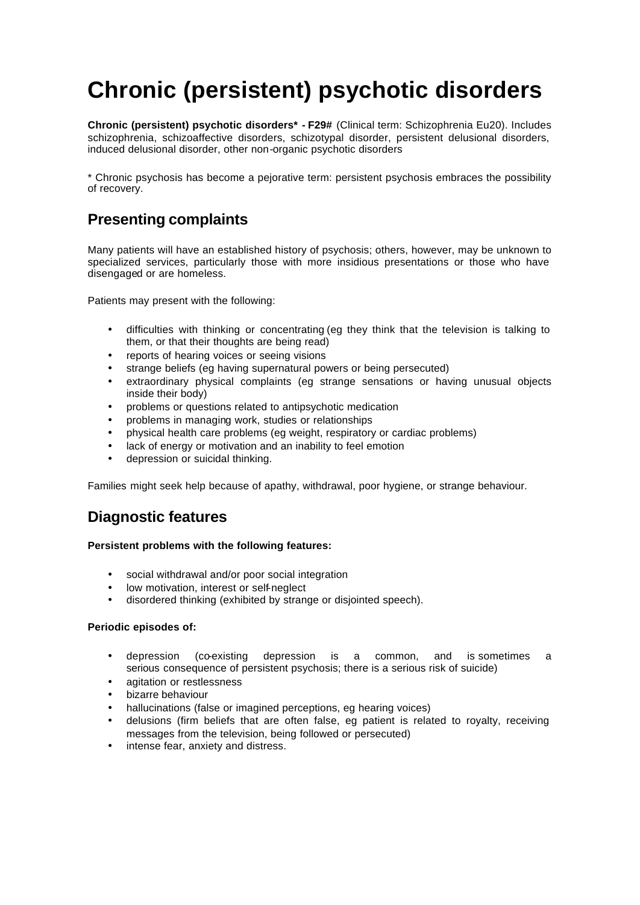# Chronic (persistent) psychotic disorders

**Chronic (persistent) psychotic disorders* - F29#** (Clinical term: Schizophrenia Eu20). Includes schizophrenia, schizoaffective disorders, schizotypal disorder, persistent delusional disorders, induced delusional disorder, other non-organic psychotic disorders

* Chronic psychosis has become a pejorative term: persistent psychosis embraces the possibility of recovery.

## Presenting complaints

Many patients will have an established history of psychosis; others, however, may be unknown to specialized services, particularly those with more insidious presentations or those who have disengaged or are homeless.

Patients may present with the following:

- difficulties with thinking or concentrating (eg they think that the television is talking to them, or that their thoughts are being read)
- reports of hearing voices or seeing visions
- strange beliefs (eg having supernatural powers or being persecuted)
- extraordinary physical complaints (eg strange sensations or having unusual objects inside their body)
- problems or questions related to antipsychotic medication
- problems in managing work, studies or relationships
- physical health care problems (eg weight, respiratory or cardiac problems)
- lack of energy or motivation and an inability to feel emotion
- depression or suicidal thinking.

Families might seek help because of apathy, withdrawal, poor hygiene, or strange behaviour.

## Diagnostic features

**Persistent problems with the following features:**

- social withdrawal and/or poor social integration
- low motivation, interest or self-neglect
- disordered thinking (exhibited by strange or disjointed speech).

**Periodic episodes of:**

- depression (co-existing depression is a common, and is sometimes a serious consequence of persistent psychosis; there is a serious risk of suicide)
- agitation or restlessness
- bizarre behaviour
- hallucinations (false or imagined perceptions, eg hearing voices)
- delusions (firm beliefs that are often false, eg patient is related to royalty, receiving messages from the television, being followed or persecuted)
- intense fear, anxiety and distress.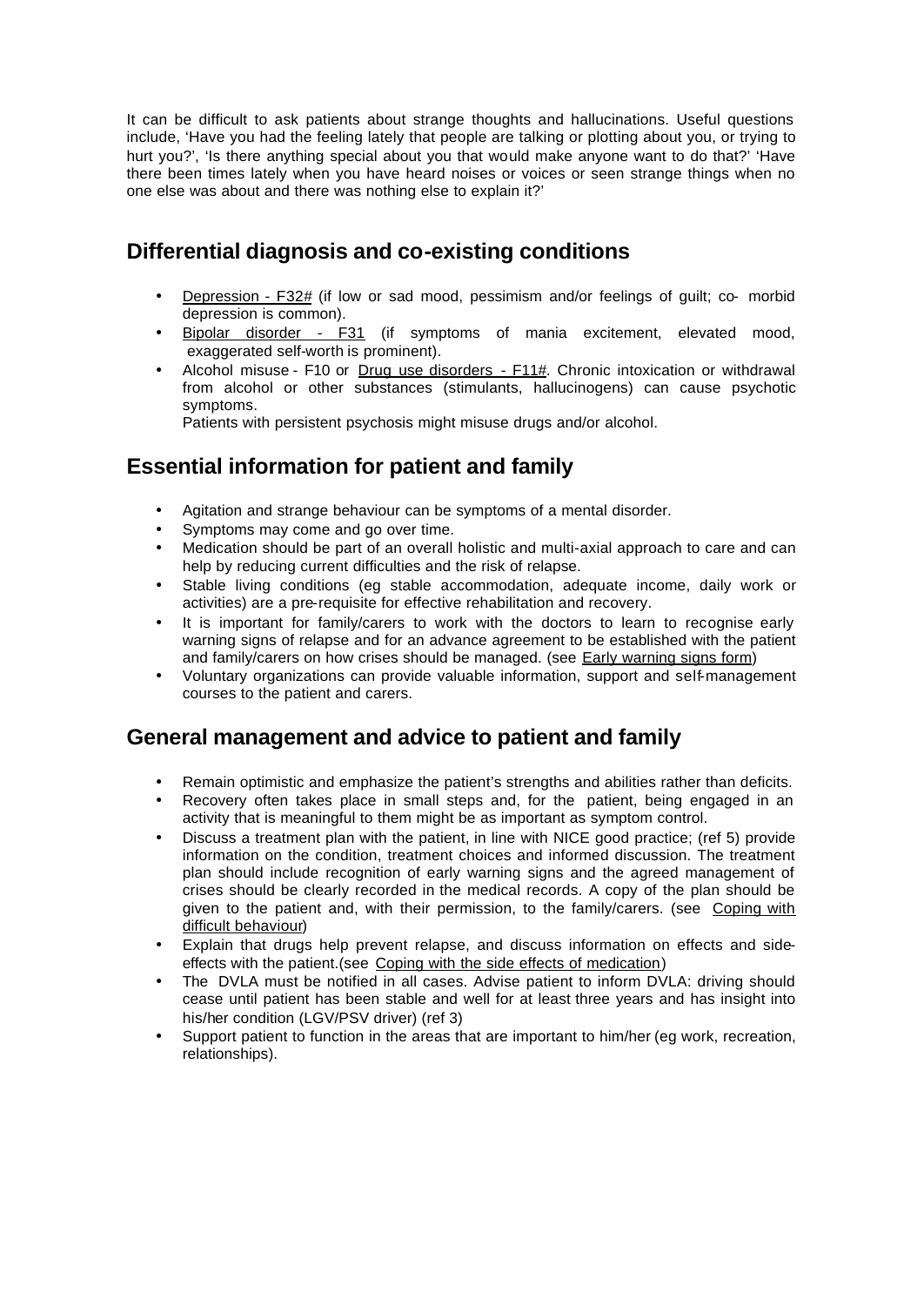It can be difficult to ask patients about strange thoughts and hallucinations. Useful questions include, 'Have you had the feeling lately that people are talking or plotting about you, or trying to hurt you?', 'Is there anything special about you that would make anyone want to do that?' 'Have there been times lately when you have heard noises or voices or seen strange things when no one else was about and there was nothing else to explain it?'

## Differential diagnosis and co-existing conditions

- Depression - F32# (if low or sad mood, pessimism and/or feelings of guilt; co- morbid depression is common).
- Bipolar disorder - F31 (if symptoms of mania excitement, elevated mood, exaggerated self-worth is prominent).
- Alcohol misuse - F10 or Drug use disorders - F11#. Chronic intoxication or withdrawal from alcohol or other substances (stimulants, hallucinogens) can cause psychotic symptoms.
  Patients with persistent psychosis might misuse drugs and/or alcohol.

## Essential information for patient and family

- Agitation and strange behaviour can be symptoms of a mental disorder.
- Symptoms may come and go over time.
- Medication should be part of an overall holistic and multi-axial approach to care and can help by reducing current difficulties and the risk of relapse.
- Stable living conditions (eg stable accommodation, adequate income, daily work or activities) are a pre-requisite for effective rehabilitation and recovery.
- It is important for family/carers to work with the doctors to learn to recognise early warning signs of relapse and for an advance agreement to be established with the patient and family/carers on how crises should be managed. (see Early warning signs form)
- Voluntary organizations can provide valuable information, support and self-management courses to the patient and carers.

## General management and advice to patient and family

- Remain optimistic and emphasize the patient's strengths and abilities rather than deficits.
- Recovery often takes place in small steps and, for the patient, being engaged in an activity that is meaningful to them might be as important as symptom control.
- Discuss a treatment plan with the patient, in line with NICE good practice; (ref 5) provide information on the condition, treatment choices and informed discussion. The treatment plan should include recognition of early warning signs and the agreed management of crises should be clearly recorded in the medical records. A copy of the plan should be given to the patient and, with their permission, to the family/carers. (see Coping with difficult behaviour)
- Explain that drugs help prevent relapse, and discuss information on effects and side-effects with the patient.(see Coping with the side effects of medication)
- The DVLA must be notified in all cases. Advise patient to inform DVLA: driving should cease until patient has been stable and well for at least three years and has insight into his/her condition (LGV/PSV driver) (ref 3)
- Support patient to function in the areas that are important to him/her (eg work, recreation, relationships).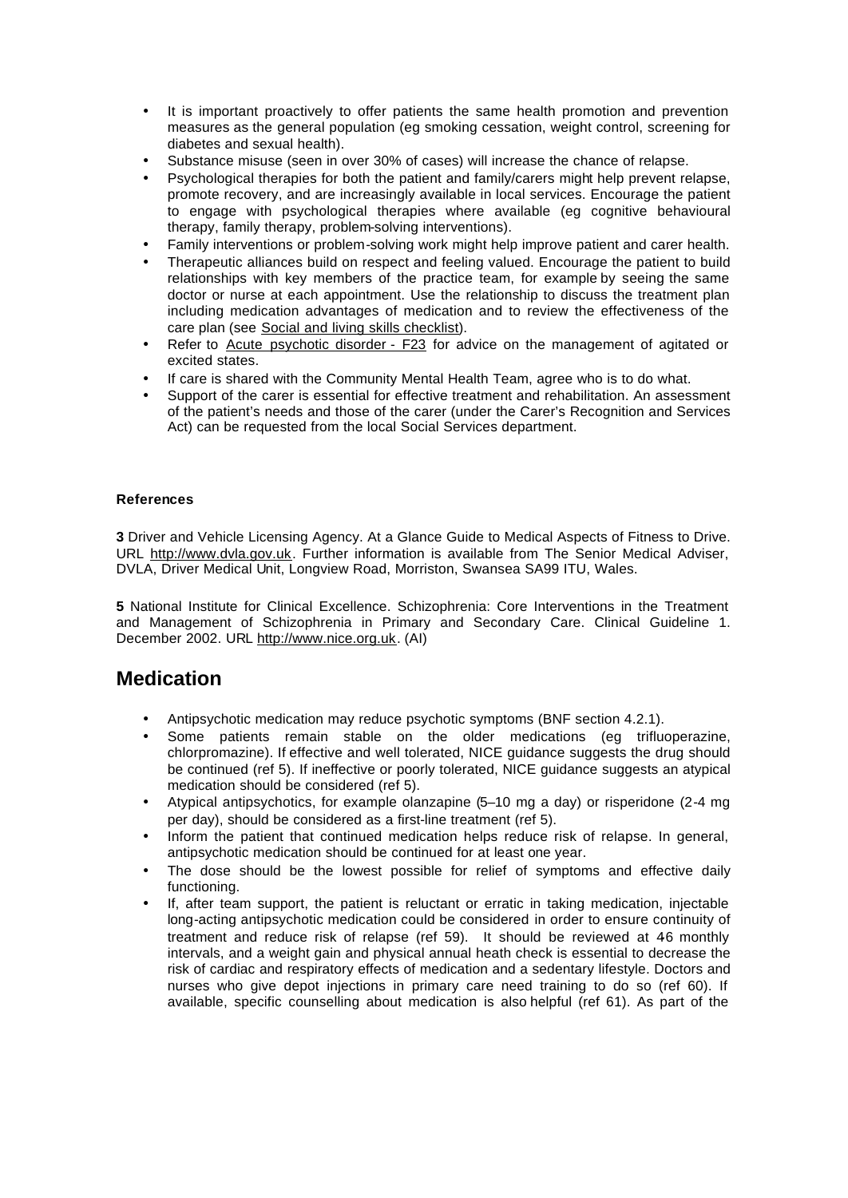- It is important proactively to offer patients the same health promotion and prevention measures as the general population (eg smoking cessation, weight control, screening for diabetes and sexual health).
- Substance misuse (seen in over 30% of cases) will increase the chance of relapse.
- Psychological therapies for both the patient and family/carers might help prevent relapse, promote recovery, and are increasingly available in local services. Encourage the patient to engage with psychological therapies where available (eg cognitive behavioural therapy, family therapy, problem-solving interventions).
- Family interventions or problem-solving work might help improve patient and carer health.
- Therapeutic alliances build on respect and feeling valued. Encourage the patient to build relationships with key members of the practice team, for example by seeing the same doctor or nurse at each appointment. Use the relationship to discuss the treatment plan including medication advantages of medication and to review the effectiveness of the care plan (see Social and living skills checklist).
- Refer to Acute psychotic disorder - F23 for advice on the management of agitated or excited states.
- If care is shared with the Community Mental Health Team, agree who is to do what.
- Support of the carer is essential for effective treatment and rehabilitation. An assessment of the patient's needs and those of the carer (under the Carer's Recognition and Services Act) can be requested from the local Social Services department.

**References**

**3** Driver and Vehicle Licensing Agency. At a Glance Guide to Medical Aspects of Fitness to Drive. URL http://www.dvla.gov.uk. Further information is available from The Senior Medical Adviser, DVLA, Driver Medical Unit, Longview Road, Morriston, Swansea SA99 ITU, Wales.

**5** National Institute for Clinical Excellence. Schizophrenia: Core Interventions in the Treatment and Management of Schizophrenia in Primary and Secondary Care. Clinical Guideline 1. December 2002. URL http://www.nice.org.uk. (AI)

## Medication

- Antipsychotic medication may reduce psychotic symptoms (BNF section 4.2.1).
- Some patients remain stable on the older medications (eg trifluoperazine, chlorpromazine). If effective and well tolerated, NICE guidance suggests the drug should be continued (ref 5). If ineffective or poorly tolerated, NICE guidance suggests an atypical medication should be considered (ref 5).
- Atypical antipsychotics, for example olanzapine (5–10 mg a day) or risperidone (2-4 mg per day), should be considered as a first-line treatment (ref 5).
- Inform the patient that continued medication helps reduce risk of relapse. In general, antipsychotic medication should be continued for at least one year.
- The dose should be the lowest possible for relief of symptoms and effective daily functioning.
- If, after team support, the patient is reluctant or erratic in taking medication, injectable long-acting antipsychotic medication could be considered in order to ensure continuity of treatment and reduce risk of relapse (ref 59). It should be reviewed at 4-6 monthly intervals, and a weight gain and physical annual heath check is essential to decrease the risk of cardiac and respiratory effects of medication and a sedentary lifestyle. Doctors and nurses who give depot injections in primary care need training to do so (ref 60). If available, specific counselling about medication is also helpful (ref 61). As part of the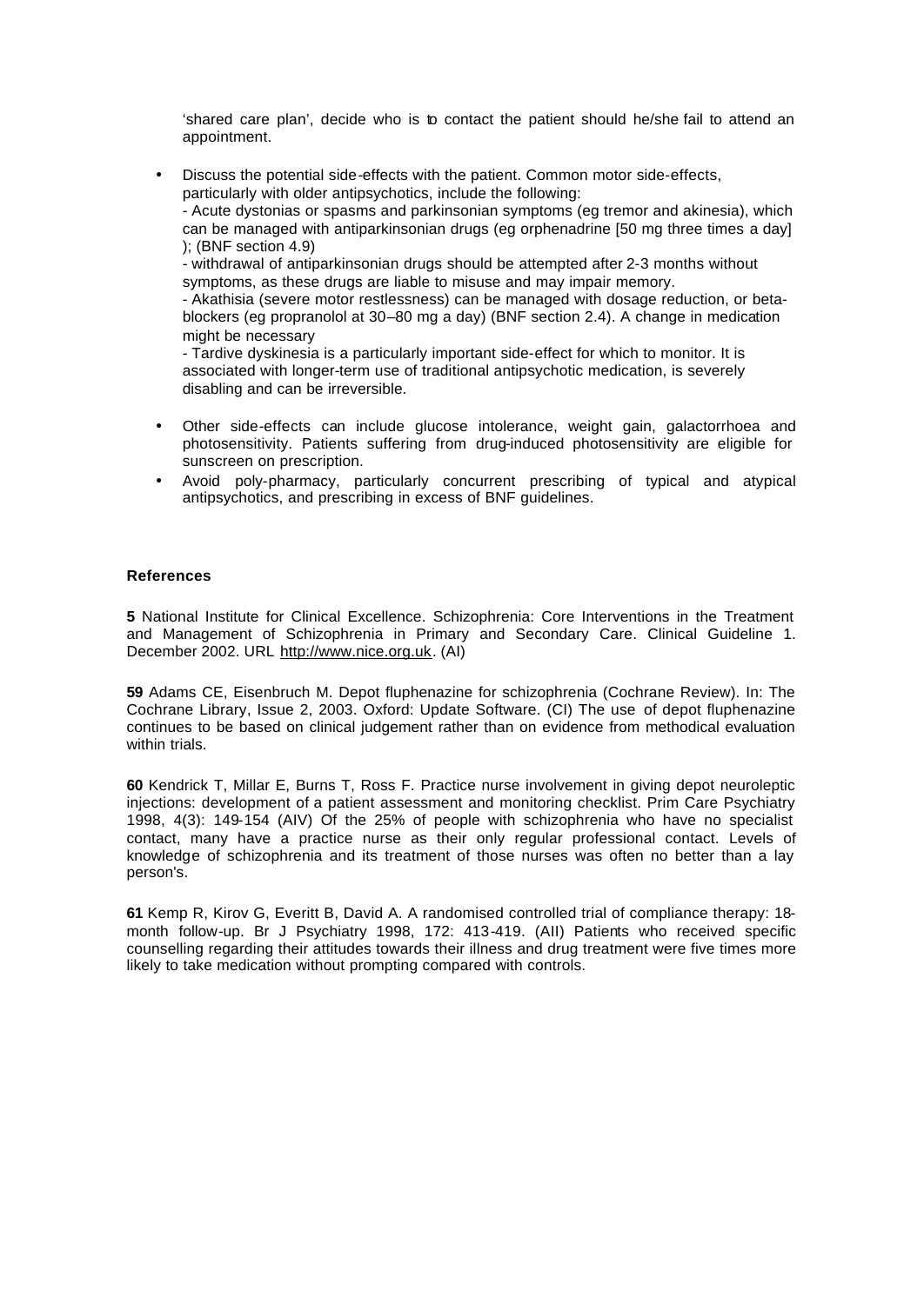'shared care plan', decide who is to contact the patient should he/she fail to attend an appointment.

- Discuss the potential side-effects with the patient. Common motor side-effects, particularly with older antipsychotics, include the following:
  - Acute dystonias or spasms and parkinsonian symptoms (eg tremor and akinesia), which can be managed with antiparkinsonian drugs (eg orphenadrine [50 mg three times a day] ); (BNF section 4.9)
  - withdrawal of antiparkinsonian drugs should be attempted after 2-3 months without symptoms, as these drugs are liable to misuse and may impair memory.
  - Akathisia (severe motor restlessness) can be managed with dosage reduction, or beta-blockers (eg propranolol at 30–80 mg a day) (BNF section 2.4). A change in medication might be necessary
  - Tardive dyskinesia is a particularly important side-effect for which to monitor. It is associated with longer-term use of traditional antipsychotic medication, is severely disabling and can be irreversible.
- Other side-effects can include glucose intolerance, weight gain, galactorrhoea and photosensitivity. Patients suffering from drug-induced photosensitivity are eligible for sunscreen on prescription.
- Avoid poly-pharmacy, particularly concurrent prescribing of typical and atypical antipsychotics, and prescribing in excess of BNF guidelines.

**References**

**5** National Institute for Clinical Excellence. Schizophrenia: Core Interventions in the Treatment and Management of Schizophrenia in Primary and Secondary Care. Clinical Guideline 1. December 2002. URL http://www.nice.org.uk. (AI)

**59** Adams CE, Eisenbruch M. Depot fluphenazine for schizophrenia (Cochrane Review). In: The Cochrane Library, Issue 2, 2003. Oxford: Update Software. (CI) The use of depot fluphenazine continues to be based on clinical judgement rather than on evidence from methodical evaluation within trials.

**60** Kendrick T, Millar E, Burns T, Ross F. Practice nurse involvement in giving depot neuroleptic injections: development of a patient assessment and monitoring checklist. Prim Care Psychiatry 1998, 4(3): 149-154 (AIV) Of the 25% of people with schizophrenia who have no specialist contact, many have a practice nurse as their only regular professional contact. Levels of knowledge of schizophrenia and its treatment of those nurses was often no better than a lay person's.

**61** Kemp R, Kirov G, Everitt B, David A. A randomised controlled trial of compliance therapy: 18-month follow-up. Br J Psychiatry 1998, 172: 413-419. (AII) Patients who received specific counselling regarding their attitudes towards their illness and drug treatment were five times more likely to take medication without prompting compared with controls.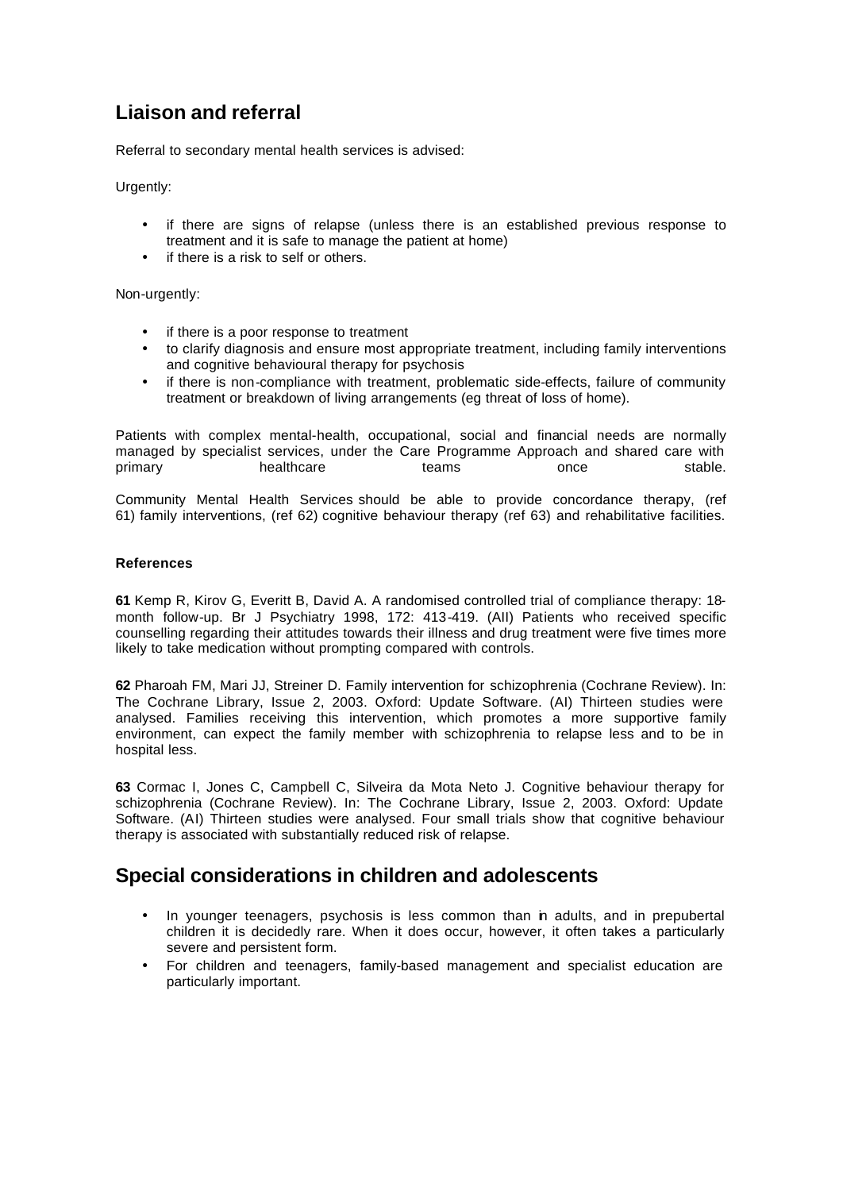## Liaison and referral

Referral to secondary mental health services is advised:

Urgently:

- if there are signs of relapse (unless there is an established previous response to treatment and it is safe to manage the patient at home)
- if there is a risk to self or others.

Non-urgently:

- if there is a poor response to treatment
- to clarify diagnosis and ensure most appropriate treatment, including family interventions and cognitive behavioural therapy for psychosis
- if there is non-compliance with treatment, problematic side-effects, failure of community treatment or breakdown of living arrangements (eg threat of loss of home).

Patients with complex mental-health, occupational, social and financial needs are normally managed by specialist services, under the Care Programme Approach and shared care with primary healthcare teams once stable.

Community Mental Health Services should be able to provide concordance therapy, (ref 61) family interventions, (ref 62) cognitive behaviour therapy (ref 63) and rehabilitative facilities.

#### References

**61** Kemp R, Kirov G, Everitt B, David A. A randomised controlled trial of compliance therapy: 18-month follow-up. Br J Psychiatry 1998, 172: 413-419. (AII) Patients who received specific counselling regarding their attitudes towards their illness and drug treatment were five times more likely to take medication without prompting compared with controls.

**62** Pharoah FM, Mari JJ, Streiner D. Family intervention for schizophrenia (Cochrane Review). In: The Cochrane Library, Issue 2, 2003. Oxford: Update Software. (AI) Thirteen studies were analysed. Families receiving this intervention, which promotes a more supportive family environment, can expect the family member with schizophrenia to relapse less and to be in hospital less.

**63** Cormac I, Jones C, Campbell C, Silveira da Mota Neto J. Cognitive behaviour therapy for schizophrenia (Cochrane Review). In: The Cochrane Library, Issue 2, 2003. Oxford: Update Software. (AI) Thirteen studies were analysed. Four small trials show that cognitive behaviour therapy is associated with substantially reduced risk of relapse.

## Special considerations in children and adolescents

- In younger teenagers, psychosis is less common than in adults, and in prepubertal children it is decidedly rare. When it does occur, however, it often takes a particularly severe and persistent form.
- For children and teenagers, family-based management and specialist education are particularly important.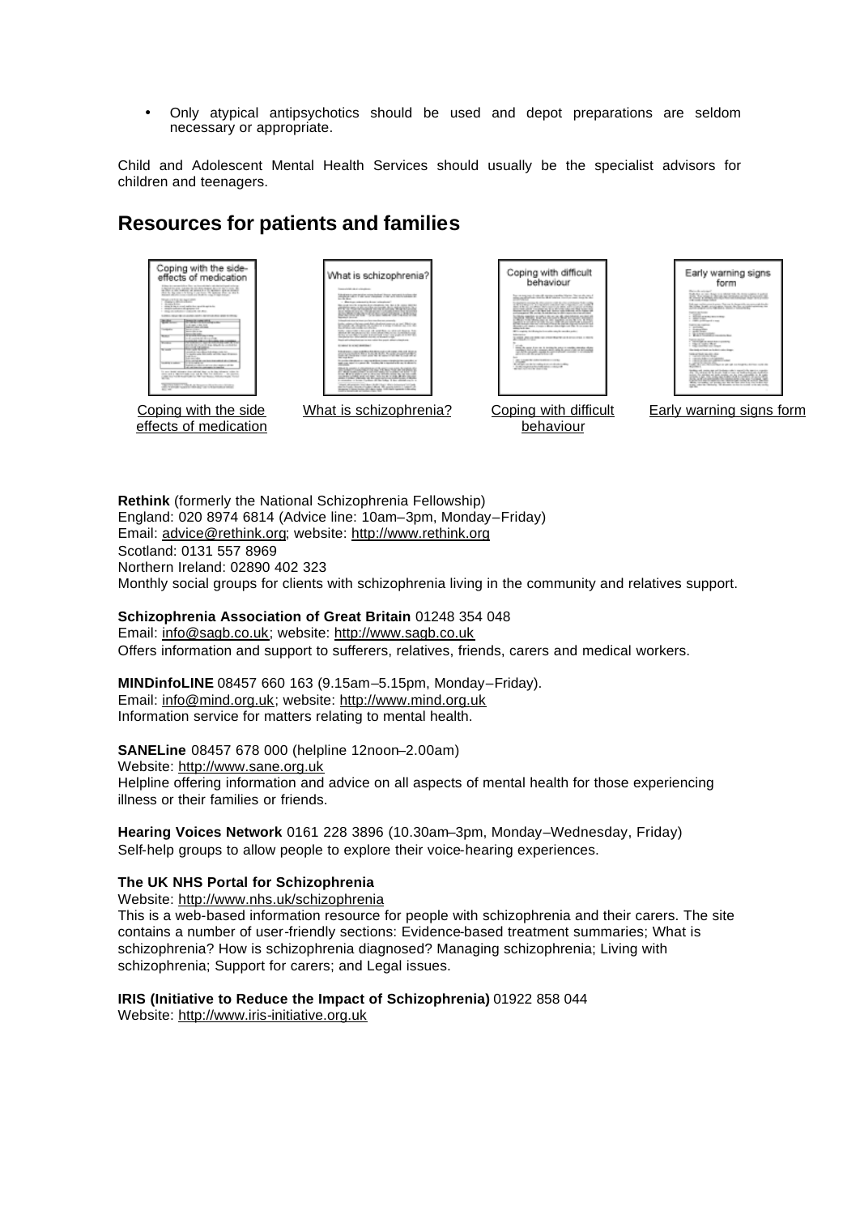- Only atypical antipsychotics should be used and depot preparations are seldom necessary or appropriate.

Child and Adolescent Mental Health Services should usually be the specialist advisors for children and teenagers.

## Resources for patients and families

Coping with the side effects of medication

What is schizophrenia?

Coping with difficult behaviour

Early warning signs form

**Rethink** (formerly the National Schizophrenia Fellowship)
England: 020 8974 6814 (Advice line: 10am–3pm, Monday–Friday)
Email: advice@rethink.org; website: http://www.rethink.org
Scotland: 0131 557 8969
Northern Ireland: 02890 402 323
Monthly social groups for clients with schizophrenia living in the community and relatives support.

**Schizophrenia Association of Great Britain** 01248 354 048
Email: info@sagb.co.uk; website: http://www.sagb.co.uk
Offers information and support to sufferers, relatives, friends, carers and medical workers.

**MINDinfoLINE** 08457 660 163 (9.15am–5.15pm, Monday–Friday).
Email: info@mind.org.uk; website: http://www.mind.org.uk
Information service for matters relating to mental health.

**SANELine** 08457 678 000 (helpline 12noon–2.00am)
Website: http://www.sane.org.uk
Helpline offering information and advice on all aspects of mental health for those experiencing illness or their families or friends.

**Hearing Voices Network** 0161 228 3896 (10.30am–3pm, Monday–Wednesday, Friday)
Self-help groups to allow people to explore their voice-hearing experiences.

**The UK NHS Portal for Schizophrenia**
Website: http://www.nhs.uk/schizophrenia
This is a web-based information resource for people with schizophrenia and their carers. The site contains a number of user-friendly sections: Evidence-based treatment summaries; What is schizophrenia? How is schizophrenia diagnosed? Managing schizophrenia; Living with schizophrenia; Support for carers; and Legal issues.

**IRIS (Initiative to Reduce the Impact of Schizophrenia)** 01922 858 044
Website: http://www.iris-initiative.org.uk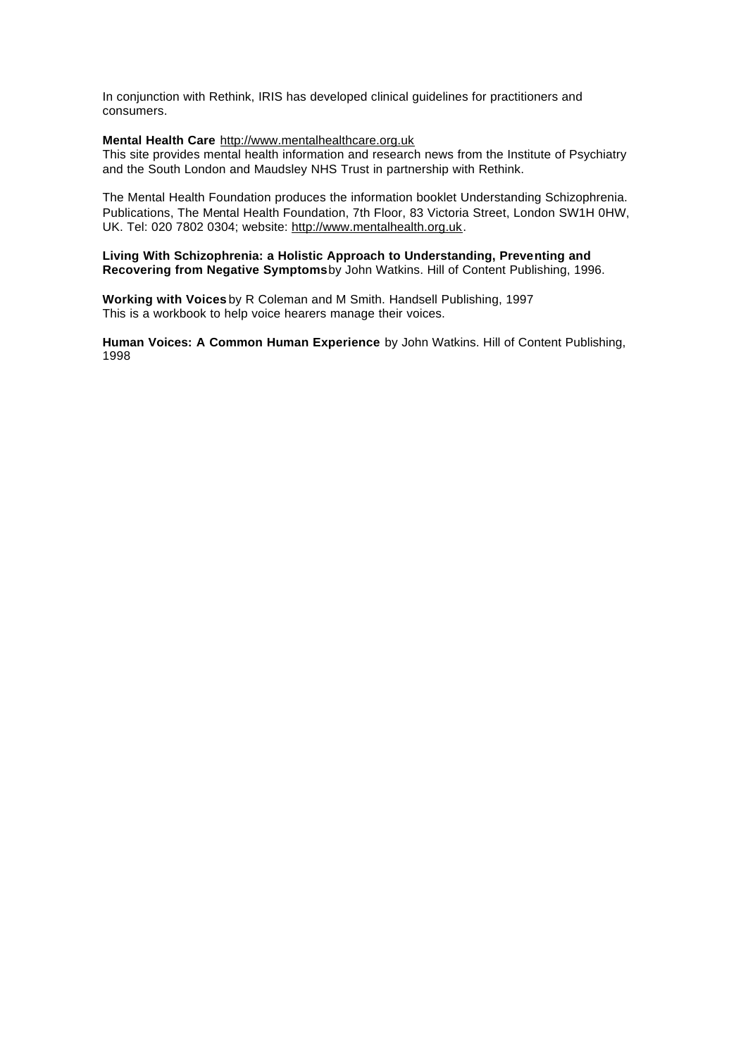In conjunction with Rethink, IRIS has developed clinical guidelines for practitioners and consumers.

**Mental Health Care** http://www.mentalhealthcare.org.uk
This site provides mental health information and research news from the Institute of Psychiatry and the South London and Maudsley NHS Trust in partnership with Rethink.

The Mental Health Foundation produces the information booklet Understanding Schizophrenia. Publications, The Mental Health Foundation, 7th Floor, 83 Victoria Street, London SW1H 0HW, UK. Tel: 020 7802 0304; website: http://www.mentalhealth.org.uk.

**Living With Schizophrenia: a Holistic Approach to Understanding, Preventing and Recovering from Negative Symptoms** by John Watkins. Hill of Content Publishing, 1996.

**Working with Voices** by R Coleman and M Smith. Handsell Publishing, 1997
This is a workbook to help voice hearers manage their voices.

**Human Voices: A Common Human Experience** by John Watkins. Hill of Content Publishing, 1998